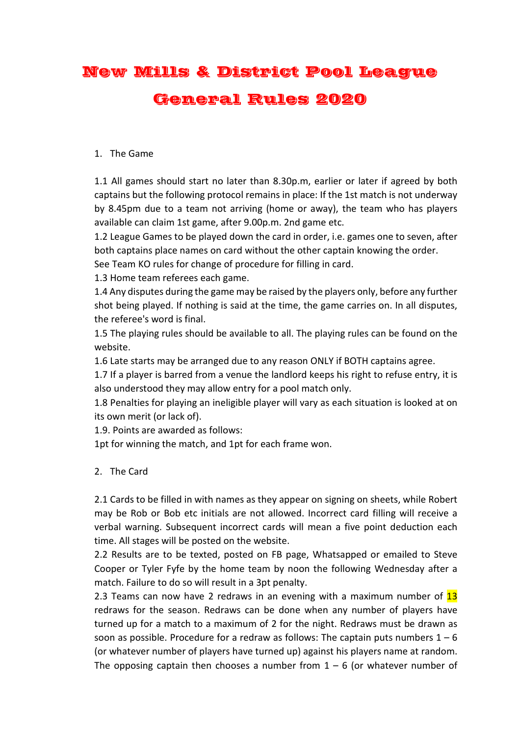# New Mills & District Pool League

# General Rules 2020

1. The Game

1.1 All games should start no later than 8.30p.m, earlier or later if agreed by both captains but the following protocol remains in place: If the 1st match is not underway by 8.45pm due to a team not arriving (home or away), the team who has players available can claim 1st game, after 9.00p.m. 2nd game etc.

1.2 League Games to be played down the card in order, i.e. games one to seven, after both captains place names on card without the other captain knowing the order.
See Team KO rules for change of procedure for filling in card.

1.3 Home team referees each game.

1.4 Any disputes during the game may be raised by the players only, before any further shot being played. If nothing is said at the time, the game carries on. In all disputes, the referee's word is final.

1.5 The playing rules should be available to all. The playing rules can be found on the website.

1.6 Late starts may be arranged due to any reason ONLY if BOTH captains agree.

1.7 If a player is barred from a venue the landlord keeps his right to refuse entry, it is also understood they may allow entry for a pool match only.

1.8 Penalties for playing an ineligible player will vary as each situation is looked at on its own merit (or lack of).

1.9. Points are awarded as follows:
1pt for winning the match, and 1pt for each frame won.

2. The Card

2.1 Cards to be filled in with names as they appear on signing on sheets, while Robert may be Rob or Bob etc initials are not allowed. Incorrect card filling will receive a verbal warning. Subsequent incorrect cards will mean a five point deduction each time. All stages will be posted on the website.

2.2 Results are to be texted, posted on FB page, Whatsapped or emailed to Steve Cooper or Tyler Fyfe by the home team by noon the following Wednesday after a match. Failure to do so will result in a 3pt penalty.

2.3 Teams can now have 2 redraws in an evening with a maximum number of 13 redraws for the season. Redraws can be done when any number of players have turned up for a match to a maximum of 2 for the night. Redraws must be drawn as soon as possible. Procedure for a redraw as follows: The captain puts numbers 1 – 6 (or whatever number of players have turned up) against his players name at random. The opposing captain then chooses a number from 1 – 6 (or whatever number of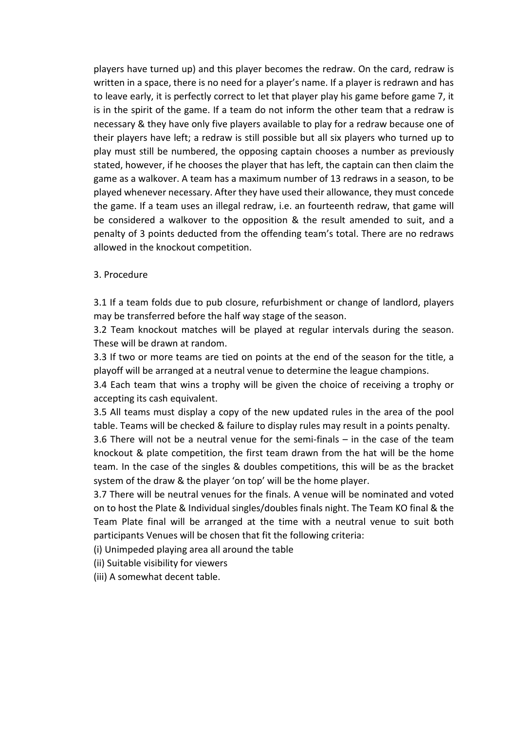players have turned up) and this player becomes the redraw. On the card, redraw is written in a space, there is no need for a player's name. If a player is redrawn and has to leave early, it is perfectly correct to let that player play his game before game 7, it is in the spirit of the game. If a team do not inform the other team that a redraw is necessary & they have only five players available to play for a redraw because one of their players have left; a redraw is still possible but all six players who turned up to play must still be numbered, the opposing captain chooses a number as previously stated, however, if he chooses the player that has left, the captain can then claim the game as a walkover. A team has a maximum number of 13 redraws in a season, to be played whenever necessary. After they have used their allowance, they must concede the game. If a team uses an illegal redraw, i.e. an fourteenth redraw, that game will be considered a walkover to the opposition & the result amended to suit, and a penalty of 3 points deducted from the offending team's total. There are no redraws allowed in the knockout competition.

3. Procedure

3.1 If a team folds due to pub closure, refurbishment or change of landlord, players may be transferred before the half way stage of the season.
3.2 Team knockout matches will be played at regular intervals during the season. These will be drawn at random.
3.3 If two or more teams are tied on points at the end of the season for the title, a playoff will be arranged at a neutral venue to determine the league champions.
3.4 Each team that wins a trophy will be given the choice of receiving a trophy or accepting its cash equivalent.
3.5 All teams must display a copy of the new updated rules in the area of the pool table. Teams will be checked & failure to display rules may result in a points penalty.
3.6 There will not be a neutral venue for the semi-finals – in the case of the team knockout & plate competition, the first team drawn from the hat will be the home team. In the case of the singles & doubles competitions, this will be as the bracket system of the draw & the player 'on top' will be the home player.
3.7 There will be neutral venues for the finals. A venue will be nominated and voted on to host the Plate & Individual singles/doubles finals night. The Team KO final & the Team Plate final will be arranged at the time with a neutral venue to suit both participants Venues will be chosen that fit the following criteria:
(i) Unimpeded playing area all around the table
(ii) Suitable visibility for viewers
(iii) A somewhat decent table.